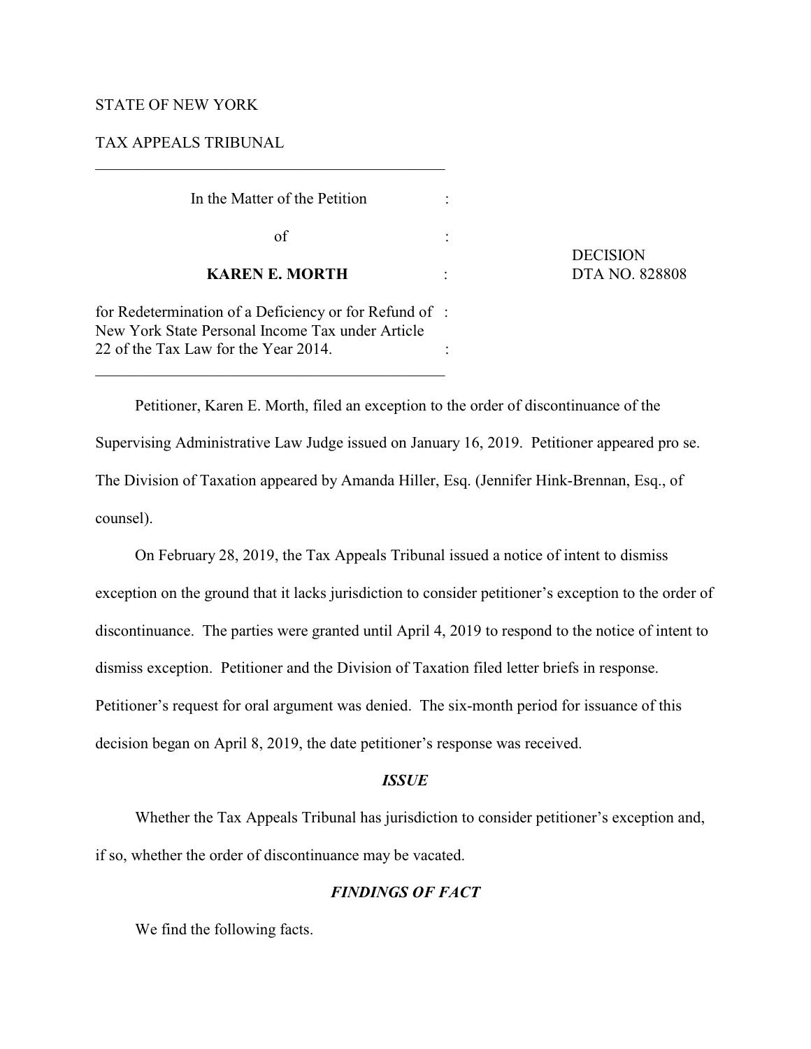STATE OF NEW YORK

TAX APPEALS TRIBUNAL

---

In the Matter of the Petition

of

**KAREN E. MORTH**

for Redetermination of a Deficiency or for Refund of New York State Personal Income Tax under Article 22 of the Tax Law for the Year 2014.

DECISION
DTA NO. 828808

---

Petitioner, Karen E. Morth, filed an exception to the order of discontinuance of the Supervising Administrative Law Judge issued on January 16, 2019. Petitioner appeared pro se. The Division of Taxation appeared by Amanda Hiller, Esq. (Jennifer Hink-Brennan, Esq., of counsel).

On February 28, 2019, the Tax Appeals Tribunal issued a notice of intent to dismiss exception on the ground that it lacks jurisdiction to consider petitioner's exception to the order of discontinuance. The parties were granted until April 4, 2019 to respond to the notice of intent to dismiss exception. Petitioner and the Division of Taxation filed letter briefs in response. Petitioner's request for oral argument was denied. The six-month period for issuance of this decision began on April 8, 2019, the date petitioner's response was received.

### *ISSUE*

Whether the Tax Appeals Tribunal has jurisdiction to consider petitioner's exception and, if so, whether the order of discontinuance may be vacated.

### *FINDINGS OF FACT*

We find the following facts.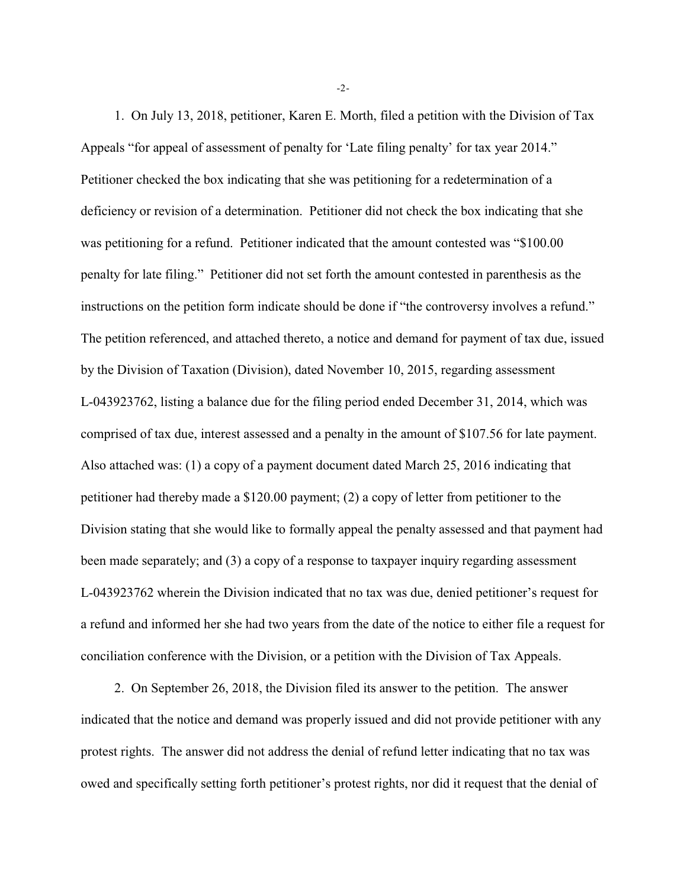1. On July 13, 2018, petitioner, Karen E. Morth, filed a petition with the Division of Tax Appeals "for appeal of assessment of penalty for 'Late filing penalty' for tax year 2014." Petitioner checked the box indicating that she was petitioning for a redetermination of a deficiency or revision of a determination. Petitioner did not check the box indicating that she was petitioning for a refund. Petitioner indicated that the amount contested was "$100.00 penalty for late filing." Petitioner did not set forth the amount contested in parenthesis as the instructions on the petition form indicate should be done if "the controversy involves a refund." The petition referenced, and attached thereto, a notice and demand for payment of tax due, issued by the Division of Taxation (Division), dated November 10, 2015, regarding assessment L-043923762, listing a balance due for the filing period ended December 31, 2014, which was comprised of tax due, interest assessed and a penalty in the amount of $107.56 for late payment. Also attached was: (1) a copy of a payment document dated March 25, 2016 indicating that petitioner had thereby made a $120.00 payment; (2) a copy of letter from petitioner to the Division stating that she would like to formally appeal the penalty assessed and that payment had been made separately; and (3) a copy of a response to taxpayer inquiry regarding assessment L-043923762 wherein the Division indicated that no tax was due, denied petitioner's request for a refund and informed her she had two years from the date of the notice to either file a request for conciliation conference with the Division, or a petition with the Division of Tax Appeals.

2. On September 26, 2018, the Division filed its answer to the petition. The answer indicated that the notice and demand was properly issued and did not provide petitioner with any protest rights. The answer did not address the denial of refund letter indicating that no tax was owed and specifically setting forth petitioner's protest rights, nor did it request that the denial of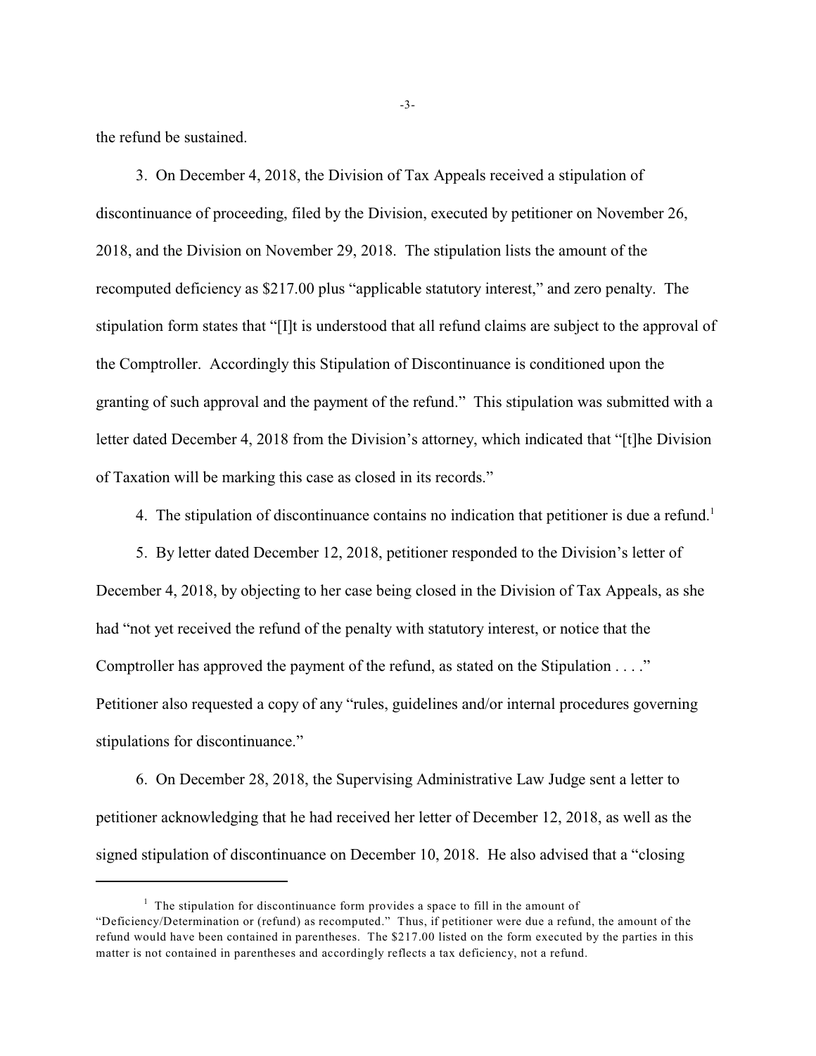the refund be sustained.

3. On December 4, 2018, the Division of Tax Appeals received a stipulation of discontinuance of proceeding, filed by the Division, executed by petitioner on November 26, 2018, and the Division on November 29, 2018. The stipulation lists the amount of the recomputed deficiency as $217.00 plus "applicable statutory interest," and zero penalty. The stipulation form states that "[I]t is understood that all refund claims are subject to the approval of the Comptroller. Accordingly this Stipulation of Discontinuance is conditioned upon the granting of such approval and the payment of the refund." This stipulation was submitted with a letter dated December 4, 2018 from the Division's attorney, which indicated that "[t]he Division of Taxation will be marking this case as closed in its records."

4. The stipulation of discontinuance contains no indication that petitioner is due a refund.[1]

5. By letter dated December 12, 2018, petitioner responded to the Division's letter of December 4, 2018, by objecting to her case being closed in the Division of Tax Appeals, as she had "not yet received the refund of the penalty with statutory interest, or notice that the Comptroller has approved the payment of the refund, as stated on the Stipulation . . . ." Petitioner also requested a copy of any "rules, guidelines and/or internal procedures governing stipulations for discontinuance."

6. On December 28, 2018, the Supervising Administrative Law Judge sent a letter to petitioner acknowledging that he had received her letter of December 12, 2018, as well as the signed stipulation of discontinuance on December 10, 2018. He also advised that a "closing

---

[1] The stipulation for discontinuance form provides a space to fill in the amount of "Deficiency/Determination or (refund) as recomputed." Thus, if petitioner were due a refund, the amount of the refund would have been contained in parentheses. The $217.00 listed on the form executed by the parties in this matter is not contained in parentheses and accordingly reflects a tax deficiency, not a refund.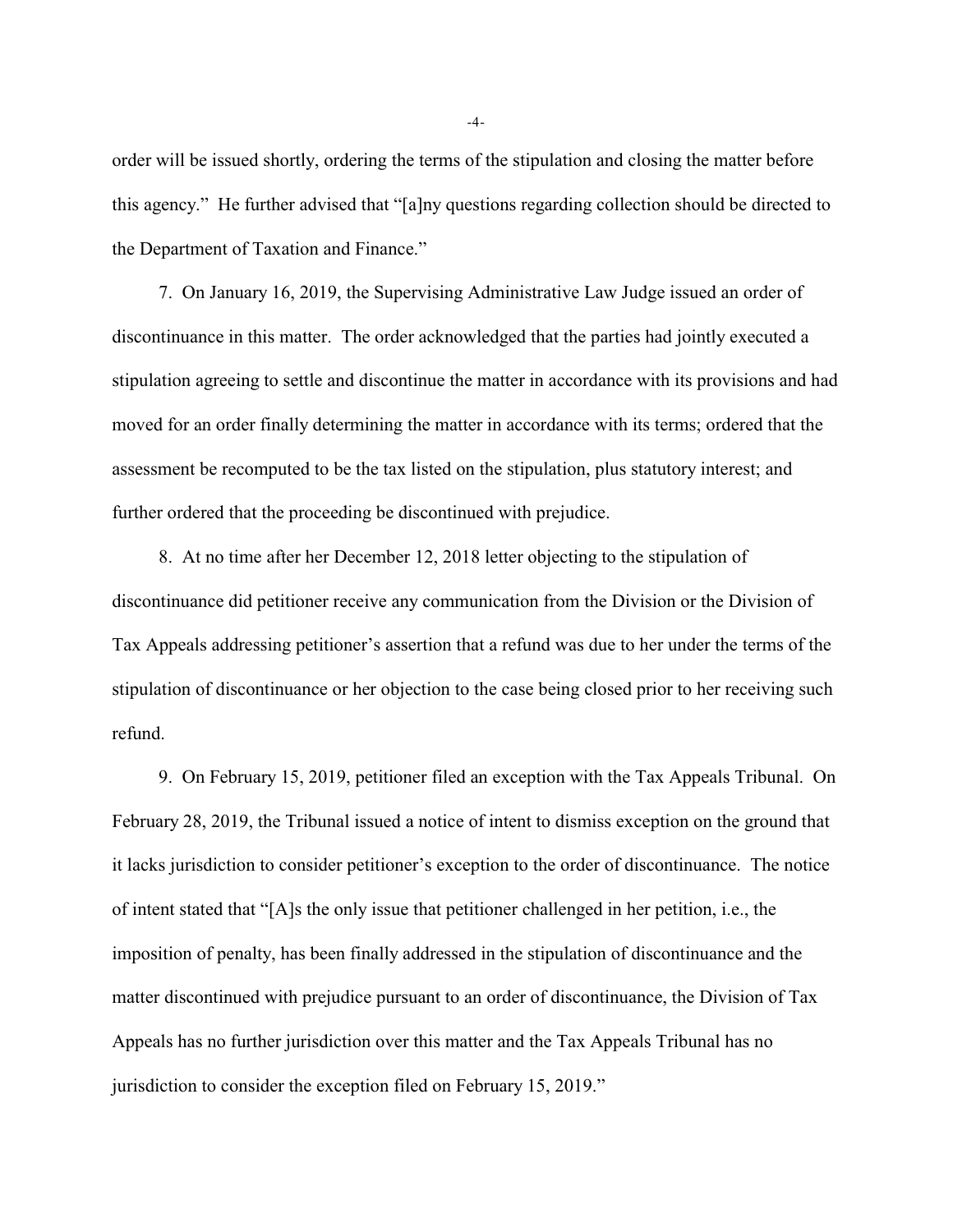order will be issued shortly, ordering the terms of the stipulation and closing the matter before this agency." He further advised that "[a]ny questions regarding collection should be directed to the Department of Taxation and Finance."

7. On January 16, 2019, the Supervising Administrative Law Judge issued an order of discontinuance in this matter. The order acknowledged that the parties had jointly executed a stipulation agreeing to settle and discontinue the matter in accordance with its provisions and had moved for an order finally determining the matter in accordance with its terms; ordered that the assessment be recomputed to be the tax listed on the stipulation, plus statutory interest; and further ordered that the proceeding be discontinued with prejudice.

8. At no time after her December 12, 2018 letter objecting to the stipulation of discontinuance did petitioner receive any communication from the Division or the Division of Tax Appeals addressing petitioner's assertion that a refund was due to her under the terms of the stipulation of discontinuance or her objection to the case being closed prior to her receiving such refund.

9. On February 15, 2019, petitioner filed an exception with the Tax Appeals Tribunal. On February 28, 2019, the Tribunal issued a notice of intent to dismiss exception on the ground that it lacks jurisdiction to consider petitioner's exception to the order of discontinuance. The notice of intent stated that "[A]s the only issue that petitioner challenged in her petition, i.e., the imposition of penalty, has been finally addressed in the stipulation of discontinuance and the matter discontinued with prejudice pursuant to an order of discontinuance, the Division of Tax Appeals has no further jurisdiction over this matter and the Tax Appeals Tribunal has no jurisdiction to consider the exception filed on February 15, 2019."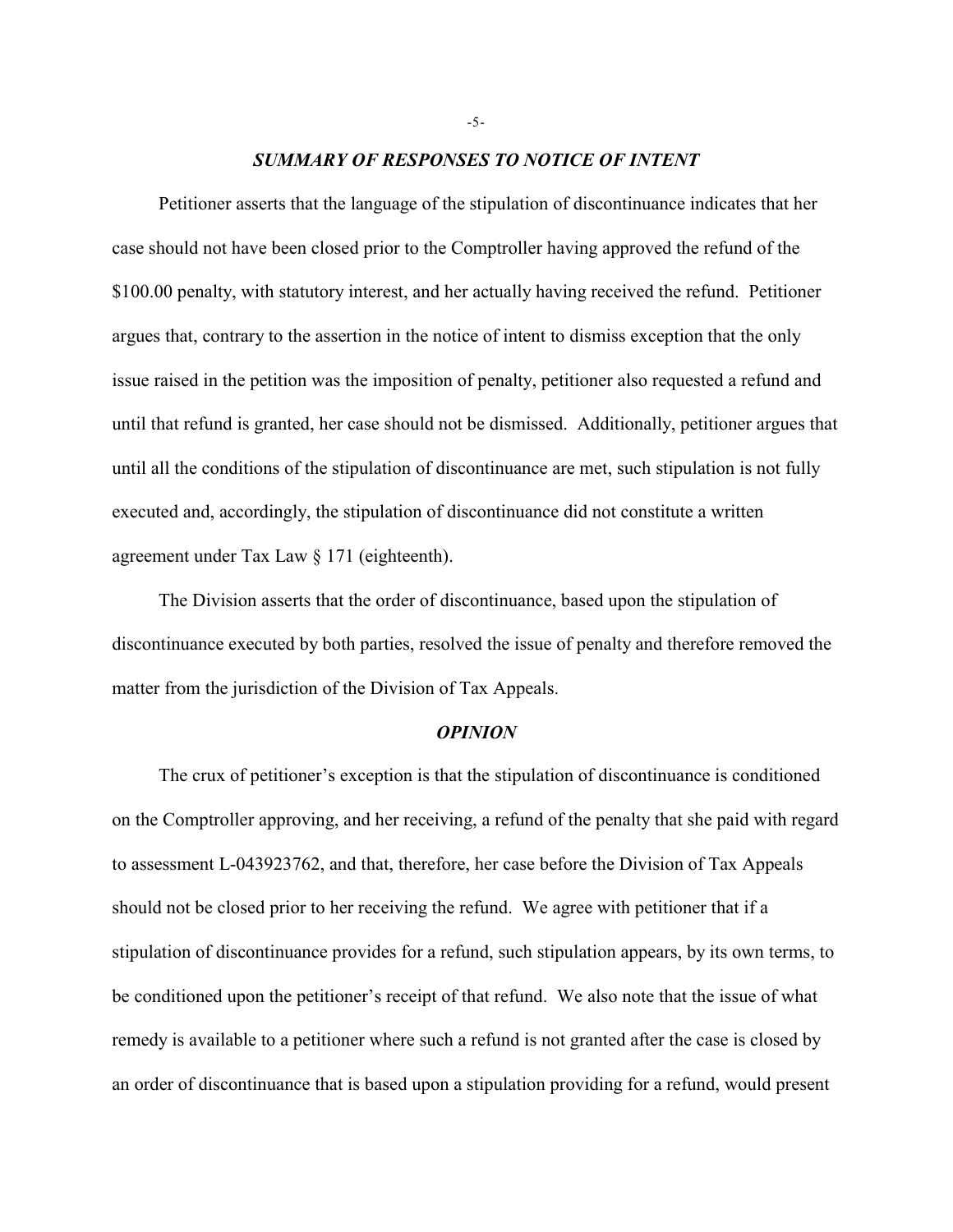### ***SUMMARY OF RESPONSES TO NOTICE OF INTENT***

Petitioner asserts that the language of the stipulation of discontinuance indicates that her case should not have been closed prior to the Comptroller having approved the refund of the $100.00 penalty, with statutory interest, and her actually having received the refund. Petitioner argues that, contrary to the assertion in the notice of intent to dismiss exception that the only issue raised in the petition was the imposition of penalty, petitioner also requested a refund and until that refund is granted, her case should not be dismissed. Additionally, petitioner argues that until all the conditions of the stipulation of discontinuance are met, such stipulation is not fully executed and, accordingly, the stipulation of discontinuance did not constitute a written agreement under Tax Law § 171 (eighteenth).

The Division asserts that the order of discontinuance, based upon the stipulation of discontinuance executed by both parties, resolved the issue of penalty and therefore removed the matter from the jurisdiction of the Division of Tax Appeals.

### ***OPINION***

The crux of petitioner's exception is that the stipulation of discontinuance is conditioned on the Comptroller approving, and her receiving, a refund of the penalty that she paid with regard to assessment L-043923762, and that, therefore, her case before the Division of Tax Appeals should not be closed prior to her receiving the refund. We agree with petitioner that if a stipulation of discontinuance provides for a refund, such stipulation appears, by its own terms, to be conditioned upon the petitioner's receipt of that refund. We also note that the issue of what remedy is available to a petitioner where such a refund is not granted after the case is closed by an order of discontinuance that is based upon a stipulation providing for a refund, would present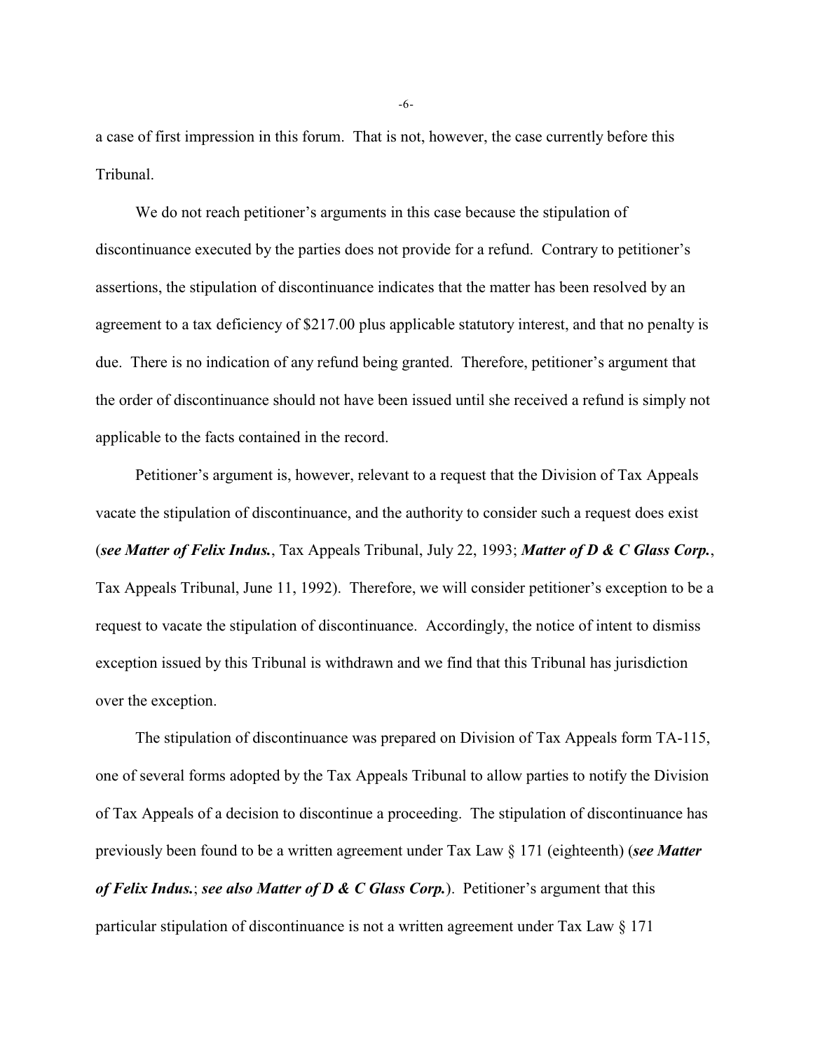a case of first impression in this forum. That is not, however, the case currently before this Tribunal.

We do not reach petitioner's arguments in this case because the stipulation of discontinuance executed by the parties does not provide for a refund. Contrary to petitioner's assertions, the stipulation of discontinuance indicates that the matter has been resolved by an agreement to a tax deficiency of $217.00 plus applicable statutory interest, and that no penalty is due. There is no indication of any refund being granted. Therefore, petitioner's argument that the order of discontinuance should not have been issued until she received a refund is simply not applicable to the facts contained in the record.

Petitioner's argument is, however, relevant to a request that the Division of Tax Appeals vacate the stipulation of discontinuance, and the authority to consider such a request does exist (***see Matter of Felix Indus.***, Tax Appeals Tribunal, July 22, 1993; ***Matter of D & C Glass Corp.***, Tax Appeals Tribunal, June 11, 1992). Therefore, we will consider petitioner's exception to be a request to vacate the stipulation of discontinuance. Accordingly, the notice of intent to dismiss exception issued by this Tribunal is withdrawn and we find that this Tribunal has jurisdiction over the exception.

The stipulation of discontinuance was prepared on Division of Tax Appeals form TA-115, one of several forms adopted by the Tax Appeals Tribunal to allow parties to notify the Division of Tax Appeals of a decision to discontinue a proceeding. The stipulation of discontinuance has previously been found to be a written agreement under Tax Law § 171 (eighteenth) (***see Matter of Felix Indus.***; ***see also Matter of D & C Glass Corp.***). Petitioner's argument that this particular stipulation of discontinuance is not a written agreement under Tax Law § 171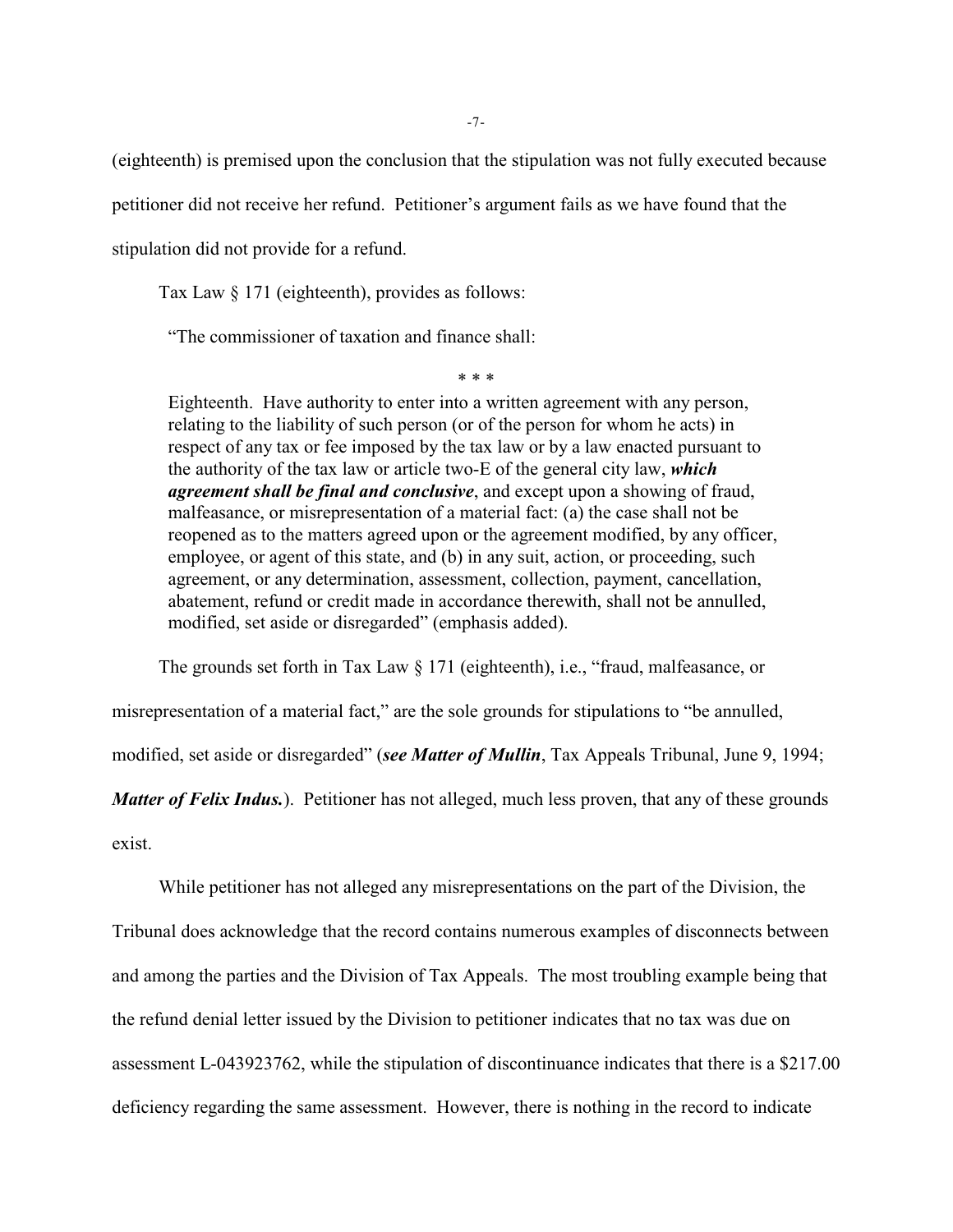(eighteenth) is premised upon the conclusion that the stipulation was not fully executed because petitioner did not receive her refund. Petitioner's argument fails as we have found that the stipulation did not provide for a refund.

Tax Law § 171 (eighteenth), provides as follows:

> "The commissioner of taxation and finance shall:
>
> \* \* \*
>
> Eighteenth. Have authority to enter into a written agreement with any person, relating to the liability of such person (or of the person for whom he acts) in respect of any tax or fee imposed by the tax law or by a law enacted pursuant to the authority of the tax law or article two-E of the general city law, ***which agreement shall be final and conclusive***, and except upon a showing of fraud, malfeasance, or misrepresentation of a material fact: (a) the case shall not be reopened as to the matters agreed upon or the agreement modified, by any officer, employee, or agent of this state, and (b) in any suit, action, or proceeding, such agreement, or any determination, assessment, collection, payment, cancellation, abatement, refund or credit made in accordance therewith, shall not be annulled, modified, set aside or disregarded" (emphasis added).

The grounds set forth in Tax Law § 171 (eighteenth), i.e., "fraud, malfeasance, or misrepresentation of a material fact," are the sole grounds for stipulations to "be annulled, modified, set aside or disregarded" (***see Matter of Mullin***, Tax Appeals Tribunal, June 9, 1994; ***Matter of Felix Indus.***). Petitioner has not alleged, much less proven, that any of these grounds exist.

While petitioner has not alleged any misrepresentations on the part of the Division, the Tribunal does acknowledge that the record contains numerous examples of disconnects between and among the parties and the Division of Tax Appeals. The most troubling example being that the refund denial letter issued by the Division to petitioner indicates that no tax was due on assessment L-043923762, while the stipulation of discontinuance indicates that there is a $217.00 deficiency regarding the same assessment. However, there is nothing in the record to indicate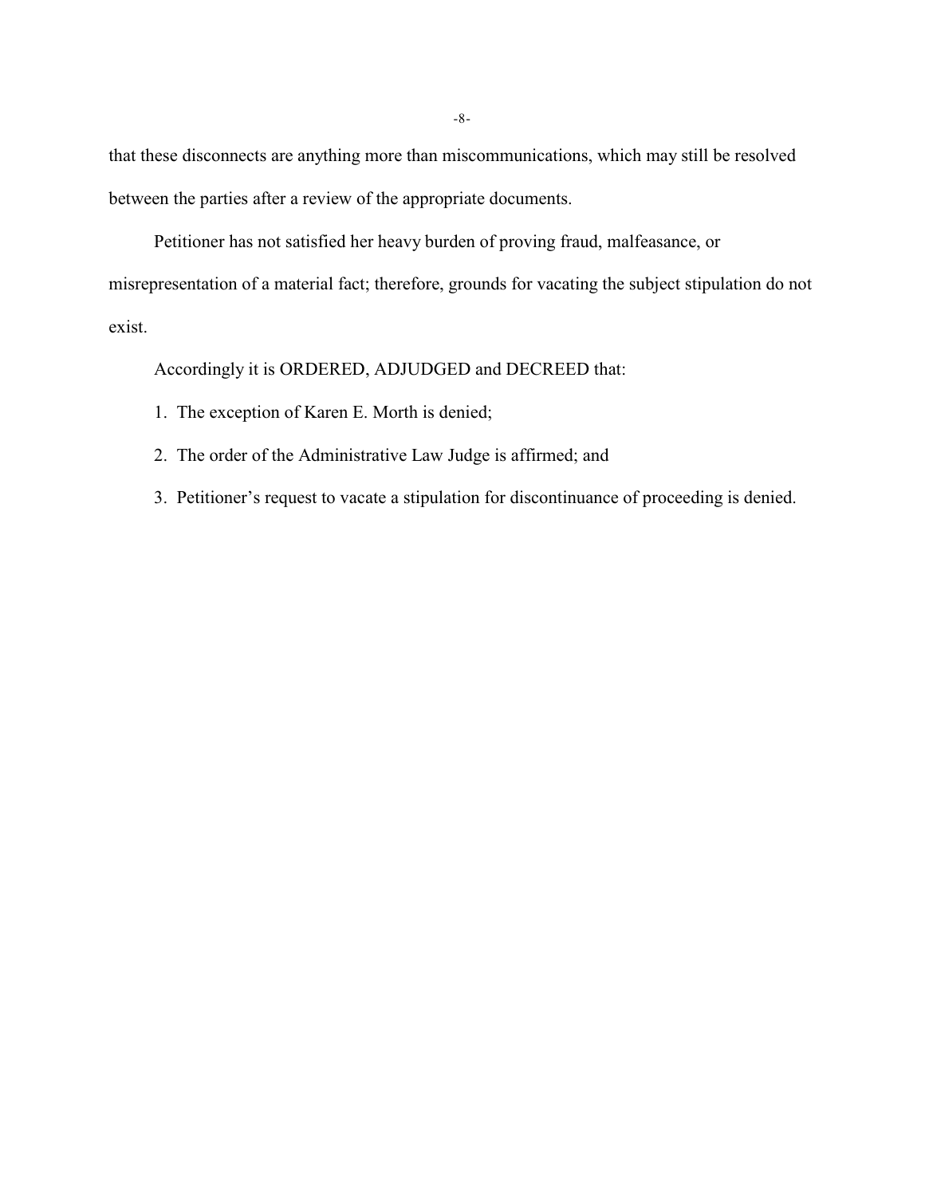that these disconnects are anything more than miscommunications, which may still be resolved between the parties after a review of the appropriate documents.

Petitioner has not satisfied her heavy burden of proving fraud, malfeasance, or misrepresentation of a material fact; therefore, grounds for vacating the subject stipulation do not exist.

Accordingly it is ORDERED, ADJUDGED and DECREED that:

1. The exception of Karen E. Morth is denied;
2. The order of the Administrative Law Judge is affirmed; and
3. Petitioner's request to vacate a stipulation for discontinuance of proceeding is denied.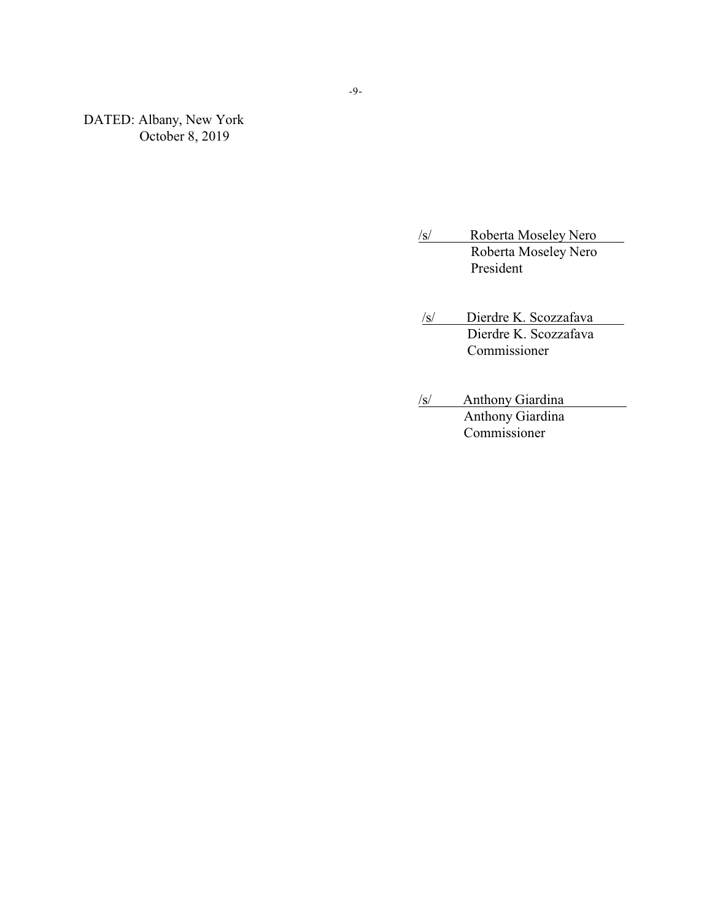DATED: Albany, New York
October 8, 2019

/s/ Roberta Moseley Nero
Roberta Moseley Nero
President

/s/ Dierdre K. Scozzafava
Dierdre K. Scozzafava
Commissioner

/s/ Anthony Giardina
Anthony Giardina
Commissioner